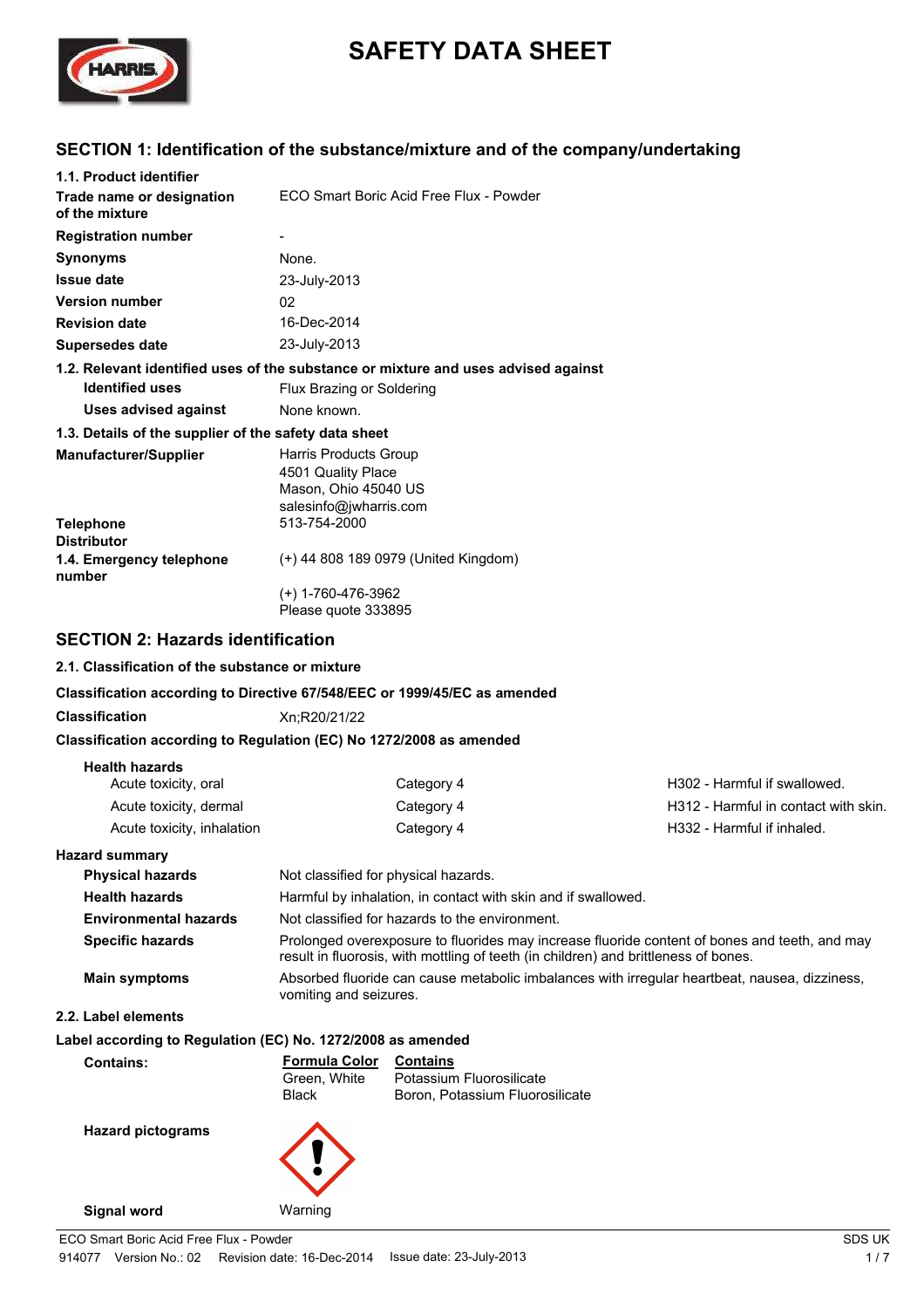# SAFETY DATA SHEET

## SECTION 1: Identification of the substance/mixture and of the company/undertaking

**1.1. Product identifier**

| | |
|---|---|
| **Trade name or designation of the mixture** | ECO Smart Boric Acid Free Flux - Powder |
| **Registration number** | - |
| **Synonyms** | None. |
| **Issue date** | 23-July-2013 |
| **Version number** | 02 |
| **Revision date** | 16-Dec-2014 |
| **Supersedes date** | 23-July-2013 |

**1.2. Relevant identified uses of the substance or mixture and uses advised against**

| | |
|---|---|
| **Identified uses** | Flux Brazing or Soldering |
| **Uses advised against** | None known. |

**1.3. Details of the supplier of the safety data sheet**

| | |
|---|---|
| **Manufacturer/Supplier** | Harris Products Group<br>4501 Quality Place<br>Mason, Ohio 45040 US<br>salesinfo@jwharris.com |
| **Telephone** | 513-754-2000 |
| **Distributor** | |
| **1.4. Emergency telephone number** | (+) 44 808 189 0979 (United Kingdom)<br><br>(+) 1-760-476-3962<br>Please quote 333895 |

## SECTION 2: Hazards identification

**2.1. Classification of the substance or mixture**

**Classification according to Directive 67/548/EEC or 1999/45/EC as amended**

**Classification** Xn;R20/21/22

**Classification according to Regulation (EC) No 1272/2008 as amended**

**Health hazards**

| | | |
|---|---|---|
| Acute toxicity, oral | Category 4 | H302 - Harmful if swallowed. |
| Acute toxicity, dermal | Category 4 | H312 - Harmful in contact with skin. |
| Acute toxicity, inhalation | Category 4 | H332 - Harmful if inhaled. |

**Hazard summary**

| | |
|---|---|
| **Physical hazards** | Not classified for physical hazards. |
| **Health hazards** | Harmful by inhalation, in contact with skin and if swallowed. |
| **Environmental hazards** | Not classified for hazards to the environment. |
| **Specific hazards** | Prolonged overexposure to fluorides may increase fluoride content of bones and teeth, and may result in fluorosis, with mottling of teeth (in children) and brittleness of bones. |
| **Main symptoms** | Absorbed fluoride can cause metabolic imbalances with irregular heartbeat, nausea, dizziness, vomiting and seizures. |

**2.2. Label elements**

**Label according to Regulation (EC) No. 1272/2008 as amended**

**Contains:**

| Formula Color | Contains |
|---|---|
| Green, White | Potassium Fluorosilicate |
| Black | Boron, Potassium Fluorosilicate |

**Hazard pictograms**

**Signal word** Warning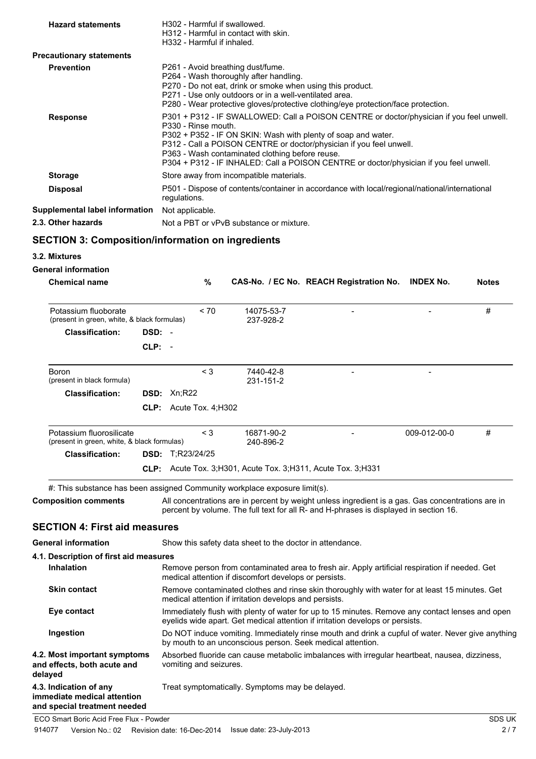**Hazard statements**

H302 - Harmful if swallowed.
H312 - Harmful in contact with skin.
H332 - Harmful if inhaled.

**Precautionary statements**

**Prevention**

P261 - Avoid breathing dust/fume.
P264 - Wash thoroughly after handling.
P270 - Do not eat, drink or smoke when using this product.
P271 - Use only outdoors or in a well-ventilated area.
P280 - Wear protective gloves/protective clothing/eye protection/face protection.

**Response**

P301 + P312 - IF SWALLOWED: Call a POISON CENTRE or doctor/physician if you feel unwell.
P330 - Rinse mouth.
P302 + P352 - IF ON SKIN: Wash with plenty of soap and water.
P312 - Call a POISON CENTRE or doctor/physician if you feel unwell.
P363 - Wash contaminated clothing before reuse.
P304 + P312 - IF INHALED: Call a POISON CENTRE or doctor/physician if you feel unwell.

**Storage**

Store away from incompatible materials.

**Disposal**

P501 - Dispose of contents/container in accordance with local/regional/national/international regulations.

**Supplemental label information**

Not applicable.

**2.3. Other hazards**

Not a PBT or vPvB substance or mixture.

## SECTION 3: Composition/information on ingredients

**3.2. Mixtures**

**General information**

| Chemical name | % | CAS-No. / EC No. | REACH Registration No. | INDEX No. | Notes |
|---|---|---|---|---|---|
| Potassium fluoborate (present in green, white, & black formulas) | < 70 | 14075-53-7 237-928-2 | - | - | # |
| **Classification:** DSD: - CLP: - | | | | | |
| Boron (present in black formula) | < 3 | 7440-42-8 231-151-2 | - | - | |
| **Classification:** DSD: Xn;R22 CLP: Acute Tox. 4;H302 | | | | | |
| Potassium fluorosilicate (present in green, white, & black formulas) | < 3 | 16871-90-2 240-896-2 | - | 009-012-00-0 | # |
| **Classification:** DSD: T;R23/24/25 CLP: Acute Tox. 3;H301, Acute Tox. 3;H311, Acute Tox. 3;H331 | | | | | |

#: This substance has been assigned Community workplace exposure limit(s).

**Composition comments**

All concentrations are in percent by weight unless ingredient is a gas. Gas concentrations are in percent by volume. The full text for all R- and H-phrases is displayed in section 16.

## SECTION 4: First aid measures

**General information**

Show this safety data sheet to the doctor in attendance.

**4.1. Description of first aid measures**

**Inhalation**

Remove person from contaminated area to fresh air. Apply artificial respiration if needed. Get medical attention if discomfort develops or persists.

**Skin contact**

Remove contaminated clothes and rinse skin thoroughly with water for at least 15 minutes. Get medical attention if irritation develops and persists.

**Eye contact**

Immediately flush with plenty of water for up to 15 minutes. Remove any contact lenses and open eyelids wide apart. Get medical attention if irritation develops or persists.

**Ingestion**

Do NOT induce vomiting. Immediately rinse mouth and drink a cupful of water. Never give anything by mouth to an unconscious person. Seek medical attention.

**4.2. Most important symptoms and effects, both acute and delayed**

Absorbed fluoride can cause metabolic imbalances with irregular heartbeat, nausea, dizziness, vomiting and seizures.

**4.3. Indication of any immediate medical attention and special treatment needed**

Treat symptomatically. Symptoms may be delayed.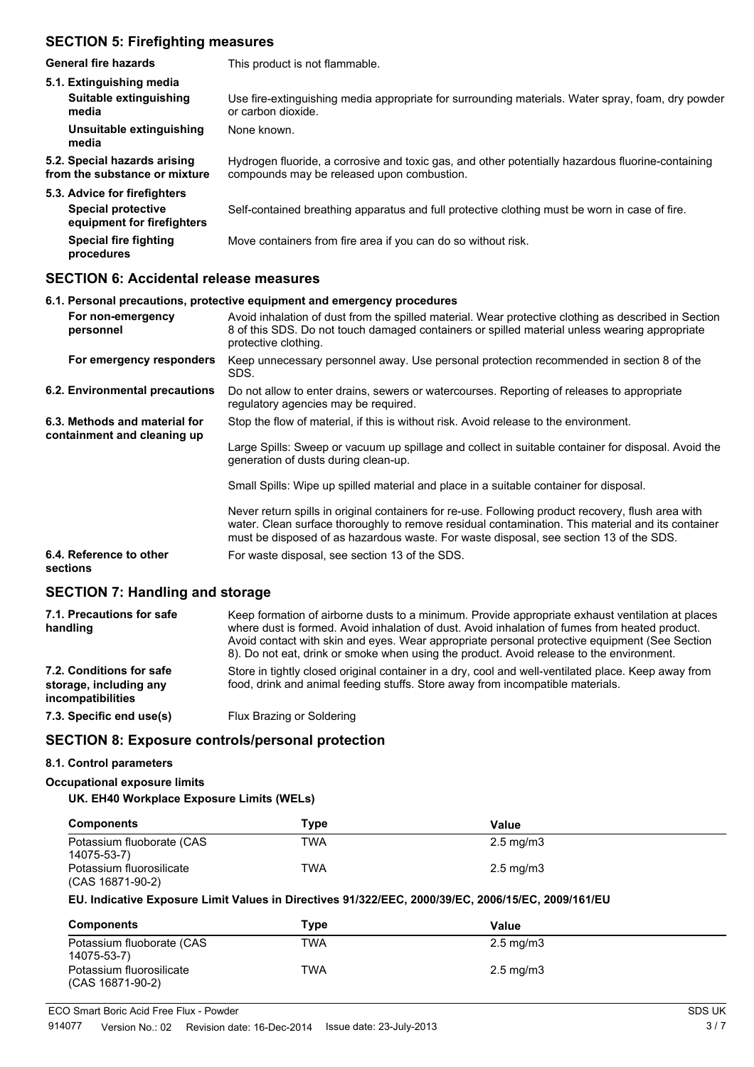## SECTION 5: Firefighting measures

**General fire hazards** This product is not flammable.

**5.1. Extinguishing media**

**Suitable extinguishing media** Use fire-extinguishing media appropriate for surrounding materials. Water spray, foam, dry powder or carbon dioxide.

**Unsuitable extinguishing media** None known.

**5.2. Special hazards arising from the substance or mixture** Hydrogen fluoride, a corrosive and toxic gas, and other potentially hazardous fluorine-containing compounds may be released upon combustion.

**5.3. Advice for firefighters**

**Special protective equipment for firefighters** Self-contained breathing apparatus and full protective clothing must be worn in case of fire.

**Special fire fighting procedures** Move containers from fire area if you can do so without risk.

## SECTION 6: Accidental release measures

**6.1. Personal precautions, protective equipment and emergency procedures**

**For non-emergency personnel** Avoid inhalation of dust from the spilled material. Wear protective clothing as described in Section 8 of this SDS. Do not touch damaged containers or spilled material unless wearing appropriate protective clothing.

**For emergency responders** Keep unnecessary personnel away. Use personal protection recommended in section 8 of the SDS.

**6.2. Environmental precautions** Do not allow to enter drains, sewers or watercourses. Reporting of releases to appropriate regulatory agencies may be required.

**6.3. Methods and material for containment and cleaning up** Stop the flow of material, if this is without risk. Avoid release to the environment.

Large Spills: Sweep or vacuum up spillage and collect in suitable container for disposal. Avoid the generation of dusts during clean-up.

Small Spills: Wipe up spilled material and place in a suitable container for disposal.

Never return spills in original containers for re-use. Following product recovery, flush area with water. Clean surface thoroughly to remove residual contamination. This material and its container must be disposed of as hazardous waste. For waste disposal, see section 13 of the SDS.

**6.4. Reference to other sections** For waste disposal, see section 13 of the SDS.

## SECTION 7: Handling and storage

**7.1. Precautions for safe handling** Keep formation of airborne dusts to a minimum. Provide appropriate exhaust ventilation at places where dust is formed. Avoid inhalation of dust. Avoid inhalation of fumes from heated product. Avoid contact with skin and eyes. Wear appropriate personal protective equipment (See Section 8). Do not eat, drink or smoke when using the product. Avoid release to the environment.

**7.2. Conditions for safe storage, including any incompatibilities** Store in tightly closed original container in a dry, cool and well-ventilated place. Keep away from food, drink and animal feeding stuffs. Store away from incompatible materials.

**7.3. Specific end use(s)** Flux Brazing or Soldering

## SECTION 8: Exposure controls/personal protection

**8.1. Control parameters**

**Occupational exposure limits**

**UK. EH40 Workplace Exposure Limits (WELs)**

| Components | Type | Value |
|---|---|---|
| Potassium fluoborate (CAS 14075-53-7) | TWA | 2.5 mg/m3 |
| Potassium fluorosilicate (CAS 16871-90-2) | TWA | 2.5 mg/m3 |

**EU. Indicative Exposure Limit Values in Directives 91/322/EEC, 2000/39/EC, 2006/15/EC, 2009/161/EU**

| Components | Type | Value |
|---|---|---|
| Potassium fluoborate (CAS 14075-53-7) | TWA | 2.5 mg/m3 |
| Potassium fluorosilicate (CAS 16871-90-2) | TWA | 2.5 mg/m3 |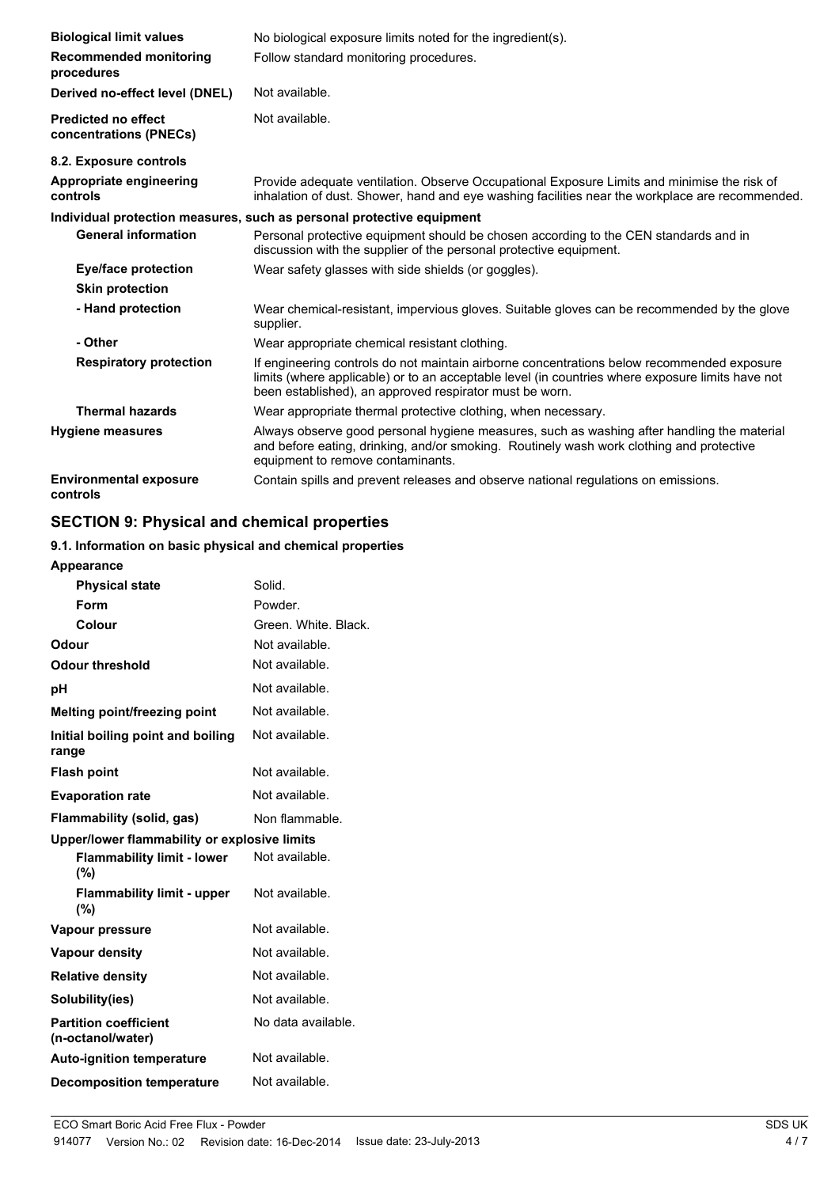| | |
|---|---|
| **Biological limit values** | No biological exposure limits noted for the ingredient(s). |
| **Recommended monitoring procedures** | Follow standard monitoring procedures. |
| **Derived no-effect level (DNEL)** | Not available. |
| **Predicted no effect concentrations (PNECs)** | Not available. |

**8.2. Exposure controls**

| | |
|---|---|
| **Appropriate engineering controls** | Provide adequate ventilation. Observe Occupational Exposure Limits and minimise the risk of inhalation of dust. Shower, hand and eye washing facilities near the workplace are recommended. |

**Individual protection measures, such as personal protective equipment**

| | |
|---|---|
| **General information** | Personal protective equipment should be chosen according to the CEN standards and in discussion with the supplier of the personal protective equipment. |
| **Eye/face protection** | Wear safety glasses with side shields (or goggles). |
| **Skin protection** | |
| **- Hand protection** | Wear chemical-resistant, impervious gloves. Suitable gloves can be recommended by the glove supplier. |
| **- Other** | Wear appropriate chemical resistant clothing. |
| **Respiratory protection** | If engineering controls do not maintain airborne concentrations below recommended exposure limits (where applicable) or to an acceptable level (in countries where exposure limits have not been established), an approved respirator must be worn. |
| **Thermal hazards** | Wear appropriate thermal protective clothing, when necessary. |
| **Hygiene measures** | Always observe good personal hygiene measures, such as washing after handling the material and before eating, drinking, and/or smoking. Routinely wash work clothing and protective equipment to remove contaminants. |
| **Environmental exposure controls** | Contain spills and prevent releases and observe national regulations on emissions. |

## SECTION 9: Physical and chemical properties

### 9.1. Information on basic physical and chemical properties

**Appearance**

| | |
|---|---|
| **Physical state** | Solid. |
| **Form** | Powder. |
| **Colour** | Green. White. Black. |
| **Odour** | Not available. |
| **Odour threshold** | Not available. |
| **pH** | Not available. |
| **Melting point/freezing point** | Not available. |
| **Initial boiling point and boiling range** | Not available. |
| **Flash point** | Not available. |
| **Evaporation rate** | Not available. |
| **Flammability (solid, gas)** | Non flammable. |

**Upper/lower flammability or explosive limits**

| | |
|---|---|
| **Flammability limit - lower (%)** | Not available. |
| **Flammability limit - upper (%)** | Not available. |
| **Vapour pressure** | Not available. |
| **Vapour density** | Not available. |
| **Relative density** | Not available. |
| **Solubility(ies)** | Not available. |
| **Partition coefficient (n-octanol/water)** | No data available. |
| **Auto-ignition temperature** | Not available. |
| **Decomposition temperature** | Not available. |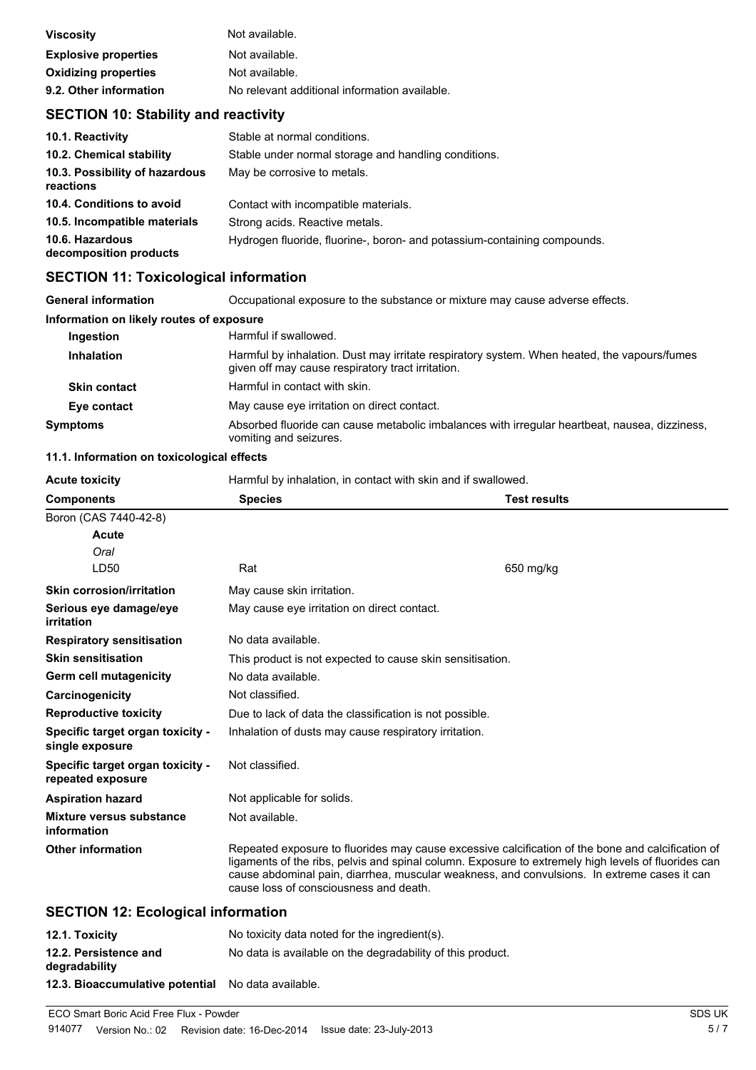| | |
|---|---|
| **Viscosity** | Not available. |
| **Explosive properties** | Not available. |
| **Oxidizing properties** | Not available. |
| **9.2. Other information** | No relevant additional information available. |

## SECTION 10: Stability and reactivity

| | |
|---|---|
| **10.1. Reactivity** | Stable at normal conditions. |
| **10.2. Chemical stability** | Stable under normal storage and handling conditions. |
| **10.3. Possibility of hazardous reactions** | May be corrosive to metals. |
| **10.4. Conditions to avoid** | Contact with incompatible materials. |
| **10.5. Incompatible materials** | Strong acids. Reactive metals. |
| **10.6. Hazardous decomposition products** | Hydrogen fluoride, fluorine-, boron- and potassium-containing compounds. |

## SECTION 11: Toxicological information

| | |
|---|---|
| **General information** | Occupational exposure to the substance or mixture may cause adverse effects. |

**Information on likely routes of exposure**

| | |
|---|---|
| **Ingestion** | Harmful if swallowed. |
| **Inhalation** | Harmful by inhalation. Dust may irritate respiratory system. When heated, the vapours/fumes given off may cause respiratory tract irritation. |
| **Skin contact** | Harmful in contact with skin. |
| **Eye contact** | May cause eye irritation on direct contact. |
| **Symptoms** | Absorbed fluoride can cause metabolic imbalances with irregular heartbeat, nausea, dizziness, vomiting and seizures. |

**11.1. Information on toxicological effects**

| | | |
|---|---|---|
| **Acute toxicity** | Harmful by inhalation, in contact with skin and if swallowed. | |
| **Components** | **Species** | **Test results** |
| Boron (CAS 7440-42-8) | | |
| **Acute** | | |
| *Oral* | | |
| LD50 | Rat | 650 mg/kg |

| | |
|---|---|
| **Skin corrosion/irritation** | May cause skin irritation. |
| **Serious eye damage/eye irritation** | May cause eye irritation on direct contact. |
| **Respiratory sensitisation** | No data available. |
| **Skin sensitisation** | This product is not expected to cause skin sensitisation. |
| **Germ cell mutagenicity** | No data available. |
| **Carcinogenicity** | Not classified. |
| **Reproductive toxicity** | Due to lack of data the classification is not possible. |
| **Specific target organ toxicity - single exposure** | Inhalation of dusts may cause respiratory irritation. |
| **Specific target organ toxicity - repeated exposure** | Not classified. |
| **Aspiration hazard** | Not applicable for solids. |
| **Mixture versus substance information** | Not available. |
| **Other information** | Repeated exposure to fluorides may cause excessive calcification of the bone and calcification of ligaments of the ribs, pelvis and spinal column. Exposure to extremely high levels of fluorides can cause abdominal pain, diarrhea, muscular weakness, and convulsions. In extreme cases it can cause loss of consciousness and death. |

## SECTION 12: Ecological information

| | |
|---|---|
| **12.1. Toxicity** | No toxicity data noted for the ingredient(s). |
| **12.2. Persistence and degradability** | No data is available on the degradability of this product. |
| **12.3. Bioaccumulative potential** | No data available. |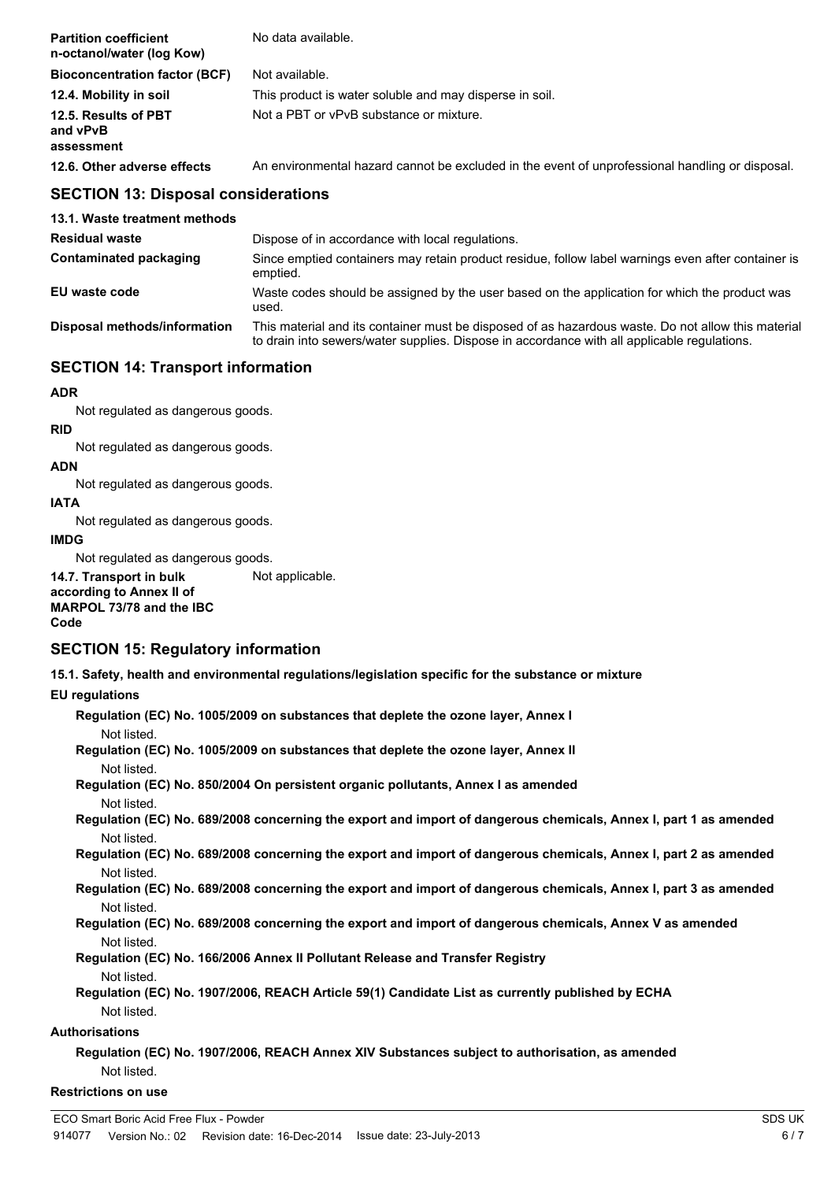| | |
|---|---|
| **Partition coefficient n-octanol/water (log Kow)** | No data available. |
| **Bioconcentration factor (BCF)** | Not available. |
| **12.4. Mobility in soil** | This product is water soluble and may disperse in soil. |
| **12.5. Results of PBT and vPvB assessment** | Not a PBT or vPvB substance or mixture. |
| **12.6. Other adverse effects** | An environmental hazard cannot be excluded in the event of unprofessional handling or disposal. |

## SECTION 13: Disposal considerations

**13.1. Waste treatment methods**

| | |
|---|---|
| **Residual waste** | Dispose of in accordance with local regulations. |
| **Contaminated packaging** | Since emptied containers may retain product residue, follow label warnings even after container is emptied. |
| **EU waste code** | Waste codes should be assigned by the user based on the application for which the product was used. |
| **Disposal methods/information** | This material and its container must be disposed of as hazardous waste. Do not allow this material to drain into sewers/water supplies. Dispose in accordance with all applicable regulations. |

## SECTION 14: Transport information

**ADR**

Not regulated as dangerous goods.

**RID**

Not regulated as dangerous goods.

**ADN**

Not regulated as dangerous goods.

**IATA**

Not regulated as dangerous goods.

**IMDG**

Not regulated as dangerous goods.

**14.7. Transport in bulk according to Annex II of MARPOL 73/78 and the IBC Code** Not applicable.

## SECTION 15: Regulatory information

**15.1. Safety, health and environmental regulations/legislation specific for the substance or mixture**

**EU regulations**

**Regulation (EC) No. 1005/2009 on substances that deplete the ozone layer, Annex I**

Not listed.

**Regulation (EC) No. 1005/2009 on substances that deplete the ozone layer, Annex II**

Not listed.

**Regulation (EC) No. 850/2004 On persistent organic pollutants, Annex I as amended**

Not listed.

**Regulation (EC) No. 689/2008 concerning the export and import of dangerous chemicals, Annex I, part 1 as amended**

Not listed.

**Regulation (EC) No. 689/2008 concerning the export and import of dangerous chemicals, Annex I, part 2 as amended**

Not listed.

**Regulation (EC) No. 689/2008 concerning the export and import of dangerous chemicals, Annex I, part 3 as amended**

Not listed.

**Regulation (EC) No. 689/2008 concerning the export and import of dangerous chemicals, Annex V as amended**

Not listed.

**Regulation (EC) No. 166/2006 Annex II Pollutant Release and Transfer Registry**

Not listed.

**Regulation (EC) No. 1907/2006, REACH Article 59(1) Candidate List as currently published by ECHA**

Not listed.

**Authorisations**

**Regulation (EC) No. 1907/2006, REACH Annex XIV Substances subject to authorisation, as amended**

Not listed.

**Restrictions on use**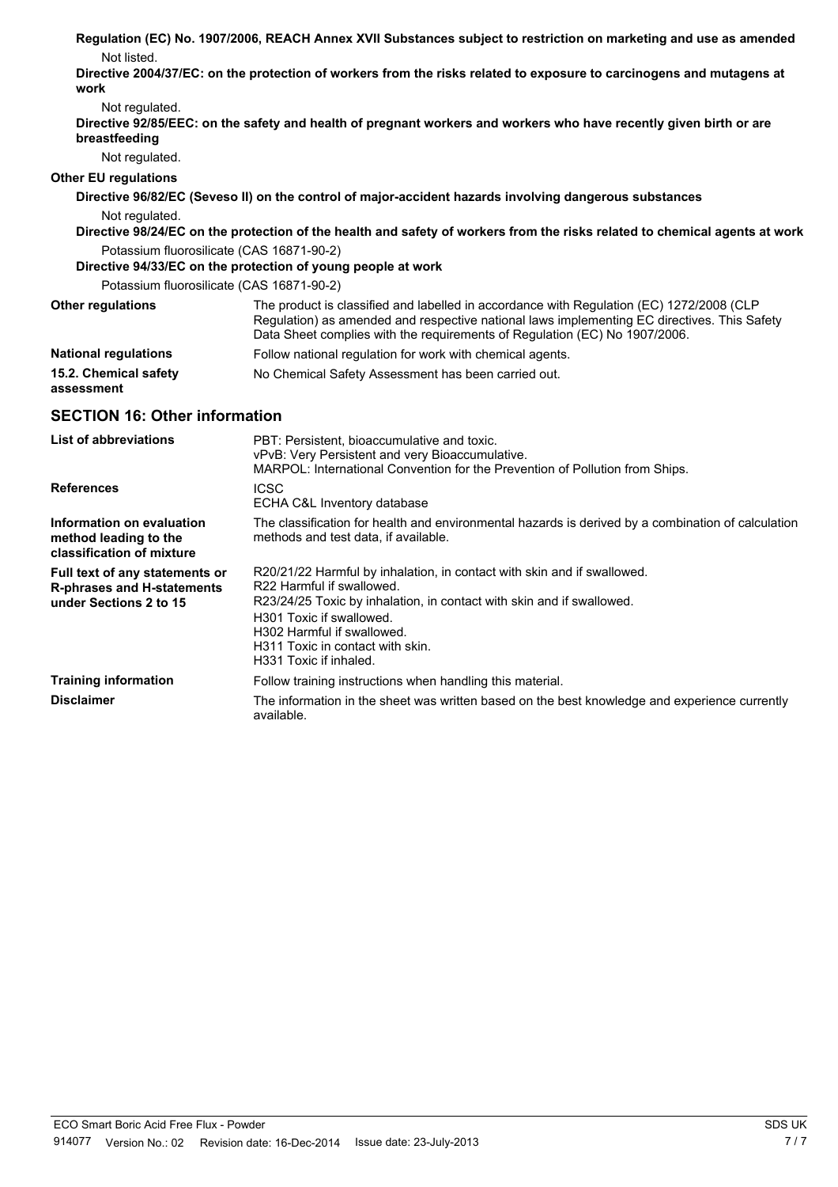**Regulation (EC) No. 1907/2006, REACH Annex XVII Substances subject to restriction on marketing and use as amended**

Not listed.

**Directive 2004/37/EC: on the protection of workers from the risks related to exposure to carcinogens and mutagens at work**

Not regulated.

**Directive 92/85/EEC: on the safety and health of pregnant workers and workers who have recently given birth or are breastfeeding**

Not regulated.

**Other EU regulations**

**Directive 96/82/EC (Seveso II) on the control of major-accident hazards involving dangerous substances**

Not regulated.

**Directive 98/24/EC on the protection of the health and safety of workers from the risks related to chemical agents at work**

Potassium fluorosilicate (CAS 16871-90-2)

**Directive 94/33/EC on the protection of young people at work**

Potassium fluorosilicate (CAS 16871-90-2)

| | |
|---|---|
| **Other regulations** | The product is classified and labelled in accordance with Regulation (EC) 1272/2008 (CLP Regulation) as amended and respective national laws implementing EC directives. This Safety Data Sheet complies with the requirements of Regulation (EC) No 1907/2006. |
| **National regulations** | Follow national regulation for work with chemical agents. |
| **15.2. Chemical safety assessment** | No Chemical Safety Assessment has been carried out. |

## SECTION 16: Other information

| | |
|---|---|
| **List of abbreviations** | PBT: Persistent, bioaccumulative and toxic.<br>vPvB: Very Persistent and very Bioaccumulative.<br>MARPOL: International Convention for the Prevention of Pollution from Ships. |
| **References** | ICSC<br>ECHA C&L Inventory database |
| **Information on evaluation method leading to the classification of mixture** | The classification for health and environmental hazards is derived by a combination of calculation methods and test data, if available. |
| **Full text of any statements or R-phrases and H-statements under Sections 2 to 15** | R20/21/22 Harmful by inhalation, in contact with skin and if swallowed.<br>R22 Harmful if swallowed.<br>R23/24/25 Toxic by inhalation, in contact with skin and if swallowed.<br>H301 Toxic if swallowed.<br>H302 Harmful if swallowed.<br>H311 Toxic in contact with skin.<br>H331 Toxic if inhaled. |
| **Training information** | Follow training instructions when handling this material. |
| **Disclaimer** | The information in the sheet was written based on the best knowledge and experience currently available. |